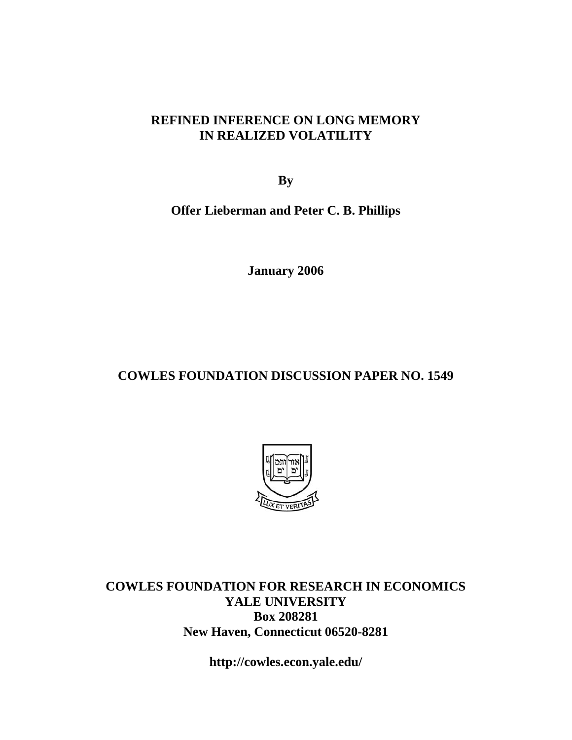# REFINED INFERENCE ON LONG MEMORY IN REALIZED VOLATILITY

**By**

**Offer Lieberman and Peter C. B. Phillips**

**January 2006**

## COWLES FOUNDATION DISCUSSION PAPER NO. 1549

**COWLES FOUNDATION FOR RESEARCH IN ECONOMICS**
**YALE UNIVERSITY**
**Box 208281**
**New Haven, Connecticut 06520-8281**

**http://cowles.econ.yale.edu/**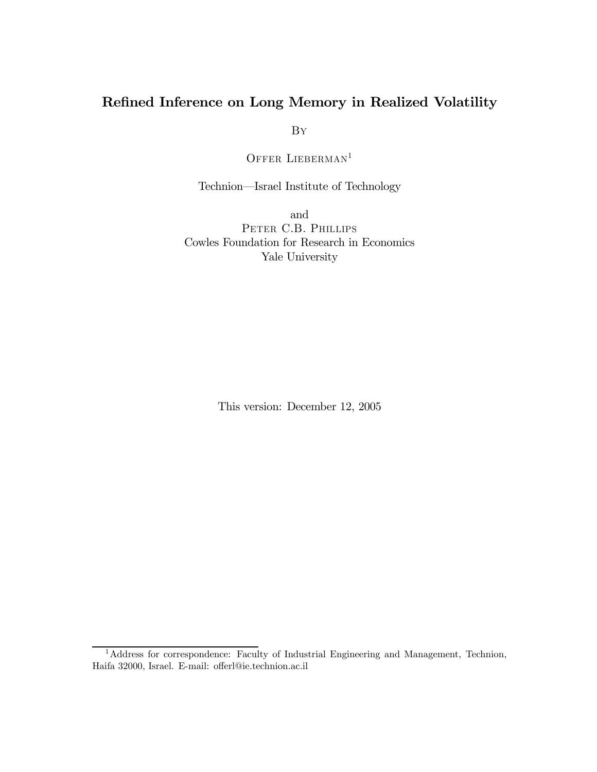# Refined Inference on Long Memory in Realized Volatility

By

Offer Lieberman[1]

Technion—Israel Institute of Technology

and

Peter C.B. Phillips

Cowles Foundation for Research in Economics

Yale University

This version: December 12, 2005

[1] Address for correspondence: Faculty of Industrial Engineering and Management, Technion, Haifa 32000, Israel. E-mail: offerl@ie.technion.ac.il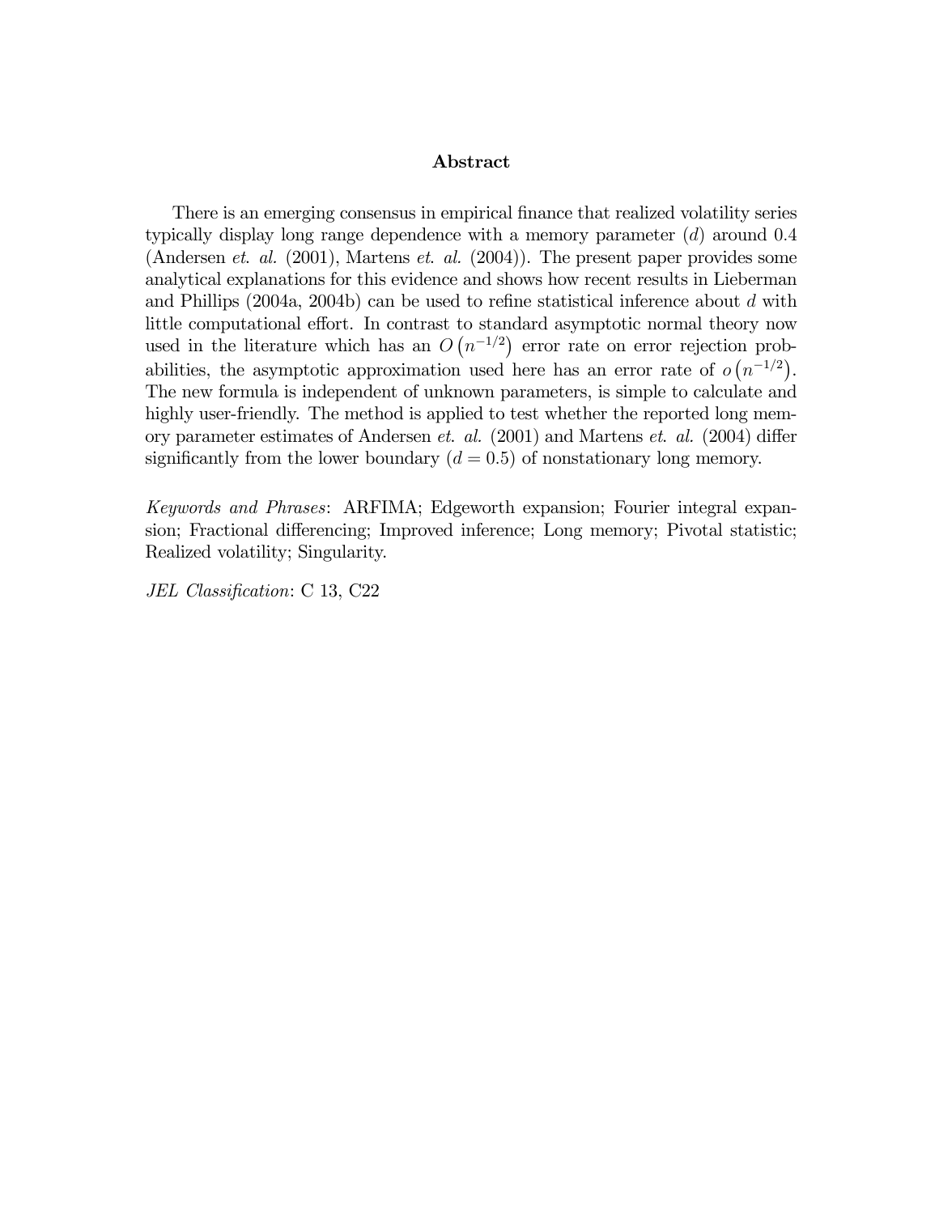## Abstract

There is an emerging consensus in empirical finance that realized volatility series typically display long range dependence with a memory parameter ($d$) around 0.4 (Andersen *et. al.* (2001), Martens *et. al.* (2004)). The present paper provides some analytical explanations for this evidence and shows how recent results in Lieberman and Phillips (2004a, 2004b) can be used to refine statistical inference about $d$ with little computational effort. In contrast to standard asymptotic normal theory now used in the literature which has an $O\left(n^{-1/2}\right)$ error rate on error rejection probabilities, the asymptotic approximation used here has an error rate of $o\left(n^{-1/2}\right)$. The new formula is independent of unknown parameters, is simple to calculate and highly user-friendly. The method is applied to test whether the reported long memory parameter estimates of Andersen *et. al.* (2001) and Martens *et. al.* (2004) differ significantly from the lower boundary ($d = 0.5$) of nonstationary long memory.

*Keywords and Phrases*: ARFIMA; Edgeworth expansion; Fourier integral expansion; Fractional differencing; Improved inference; Long memory; Pivotal statistic; Realized volatility; Singularity.

*JEL Classification*: C 13, C22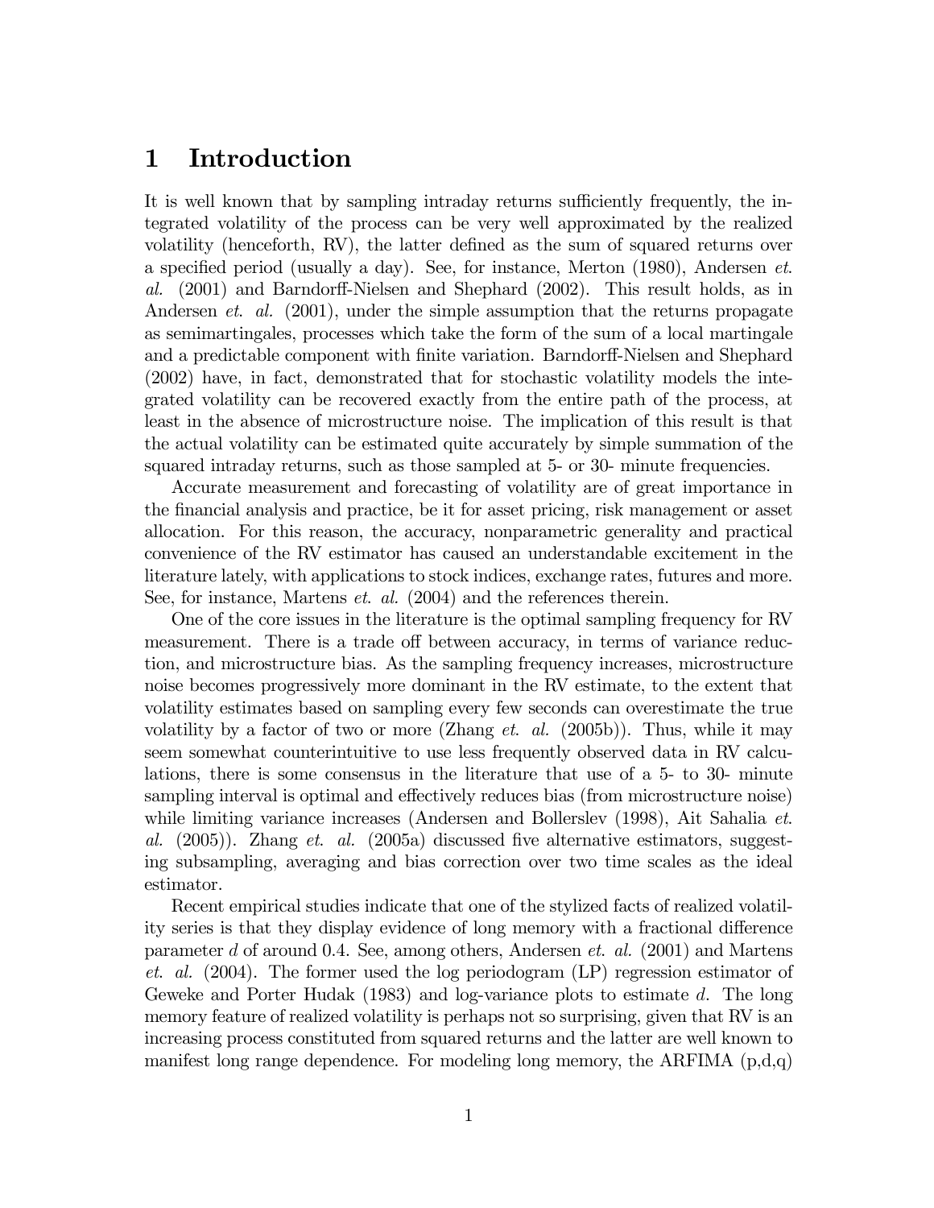# 1 Introduction

It is well known that by sampling intraday returns sufficiently frequently, the integrated volatility of the process can be very well approximated by the realized volatility (henceforth, RV), the latter defined as the sum of squared returns over a specified period (usually a day). See, for instance, Merton (1980), Andersen *et. al.* (2001) and Barndorff-Nielsen and Shephard (2002). This result holds, as in Andersen *et. al.* (2001), under the simple assumption that the returns propagate as semimartingales, processes which take the form of the sum of a local martingale and a predictable component with finite variation. Barndorff-Nielsen and Shephard (2002) have, in fact, demonstrated that for stochastic volatility models the integrated volatility can be recovered exactly from the entire path of the process, at least in the absence of microstructure noise. The implication of this result is that the actual volatility can be estimated quite accurately by simple summation of the squared intraday returns, such as those sampled at 5- or 30- minute frequencies.

Accurate measurement and forecasting of volatility are of great importance in the financial analysis and practice, be it for asset pricing, risk management or asset allocation. For this reason, the accuracy, nonparametric generality and practical convenience of the RV estimator has caused an understandable excitement in the literature lately, with applications to stock indices, exchange rates, futures and more. See, for instance, Martens *et. al.* (2004) and the references therein.

One of the core issues in the literature is the optimal sampling frequency for RV measurement. There is a trade off between accuracy, in terms of variance reduction, and microstructure bias. As the sampling frequency increases, microstructure noise becomes progressively more dominant in the RV estimate, to the extent that volatility estimates based on sampling every few seconds can overestimate the true volatility by a factor of two or more (Zhang *et. al.* (2005b)). Thus, while it may seem somewhat counterintuitive to use less frequently observed data in RV calculations, there is some consensus in the literature that use of a 5- to 30- minute sampling interval is optimal and effectively reduces bias (from microstructure noise) while limiting variance increases (Andersen and Bollerslev (1998), Ait Sahalia *et. al.* (2005)). Zhang *et. al.* (2005a) discussed five alternative estimators, suggesting subsampling, averaging and bias correction over two time scales as the ideal estimator.

Recent empirical studies indicate that one of the stylized facts of realized volatility series is that they display evidence of long memory with a fractional difference parameter $d$ of around 0.4. See, among others, Andersen *et. al.* (2001) and Martens *et. al.* (2004). The former used the log periodogram (LP) regression estimator of Geweke and Porter Hudak (1983) and log-variance plots to estimate $d$. The long memory feature of realized volatility is perhaps not so surprising, given that RV is an increasing process constituted from squared returns and the latter are well known to manifest long range dependence. For modeling long memory, the ARFIMA (p,d,q)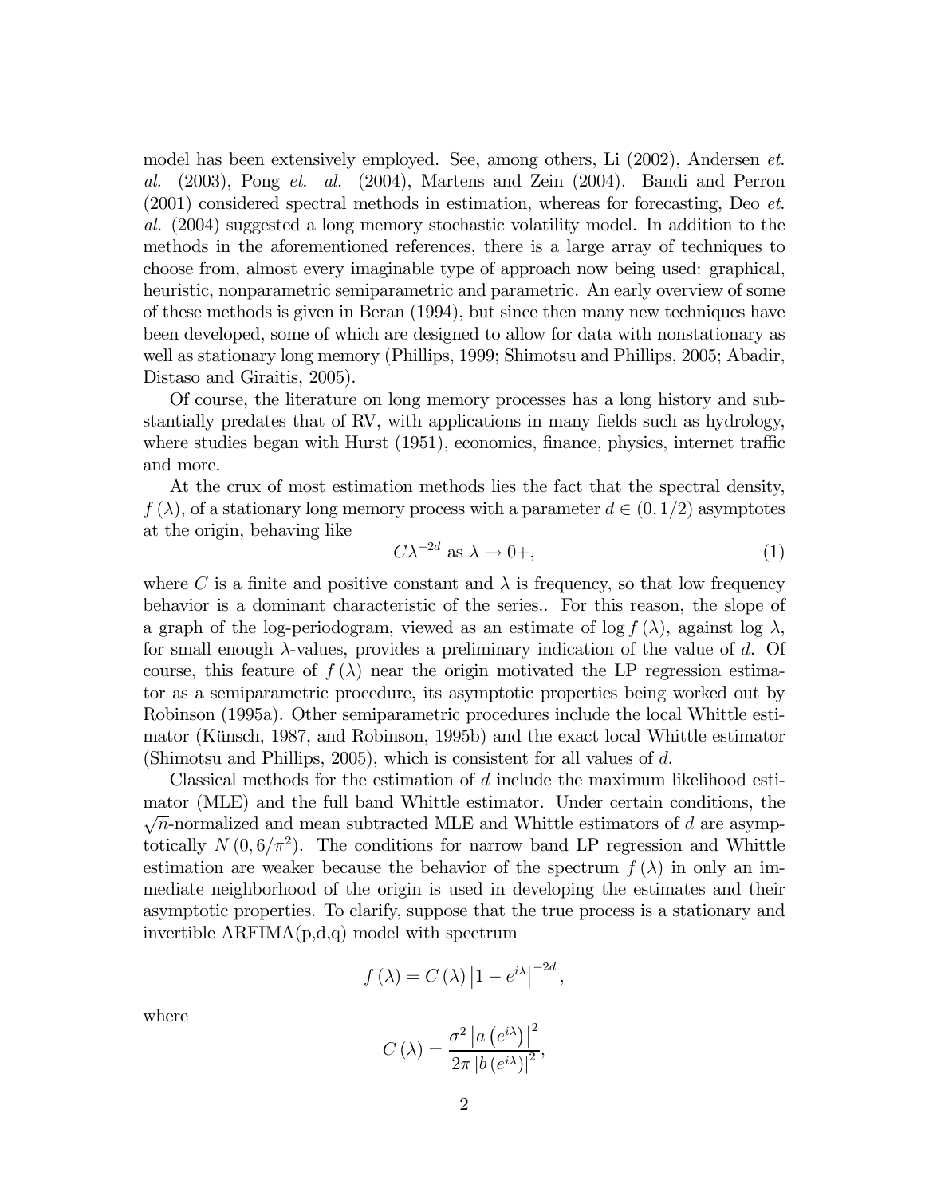model has been extensively employed. See, among others, Li (2002), Andersen *et. al.* (2003), Pong *et. al.* (2004), Martens and Zein (2004). Bandi and Perron (2001) considered spectral methods in estimation, whereas for forecasting, Deo *et. al.* (2004) suggested a long memory stochastic volatility model. In addition to the methods in the aforementioned references, there is a large array of techniques to choose from, almost every imaginable type of approach now being used: graphical, heuristic, nonparametric semiparametric and parametric. An early overview of some of these methods is given in Beran (1994), but since then many new techniques have been developed, some of which are designed to allow for data with nonstationary as well as stationary long memory (Phillips, 1999; Shimotsu and Phillips, 2005; Abadir, Distaso and Giraitis, 2005).

Of course, the literature on long memory processes has a long history and substantially predates that of RV, with applications in many fields such as hydrology, where studies began with Hurst (1951), economics, finance, physics, internet traffic and more.

At the crux of most estimation methods lies the fact that the spectral density, $f(\lambda)$, of a stationary long memory process with a parameter $d \in (0, 1/2)$ asymptotes at the origin, behaving like

$$C\lambda^{-2d} \text{ as } \lambda \to 0+, \tag{1}$$

where $C$ is a finite and positive constant and $\lambda$ is frequency, so that low frequency behavior is a dominant characteristic of the series.. For this reason, the slope of a graph of the log-periodogram, viewed as an estimate of $\log f(\lambda)$, against $\log \lambda$, for small enough $\lambda$-values, provides a preliminary indication of the value of $d$. Of course, this feature of $f(\lambda)$ near the origin motivated the LP regression estimator as a semiparametric procedure, its asymptotic properties being worked out by Robinson (1995a). Other semiparametric procedures include the local Whittle estimator (Künsch, 1987, and Robinson, 1995b) and the exact local Whittle estimator (Shimotsu and Phillips, 2005), which is consistent for all values of $d$.

Classical methods for the estimation of $d$ include the maximum likelihood estimator (MLE) and the full band Whittle estimator. Under certain conditions, the $\sqrt{n}$-normalized and mean subtracted MLE and Whittle estimators of $d$ are asymptotically $N(0, 6/\pi^2)$. The conditions for narrow band LP regression and Whittle estimation are weaker because the behavior of the spectrum $f(\lambda)$ in only an immediate neighborhood of the origin is used in developing the estimates and their asymptotic properties. To clarify, suppose that the true process is a stationary and invertible ARFIMA(p,d,q) model with spectrum

$$f(\lambda) = C(\lambda)\left|1 - e^{i\lambda}\right|^{-2d},$$

where

$$C(\lambda) = \frac{\sigma^2 \left|a\left(e^{i\lambda}\right)\right|^2}{2\pi \left|b\left(e^{i\lambda}\right)\right|^2},$$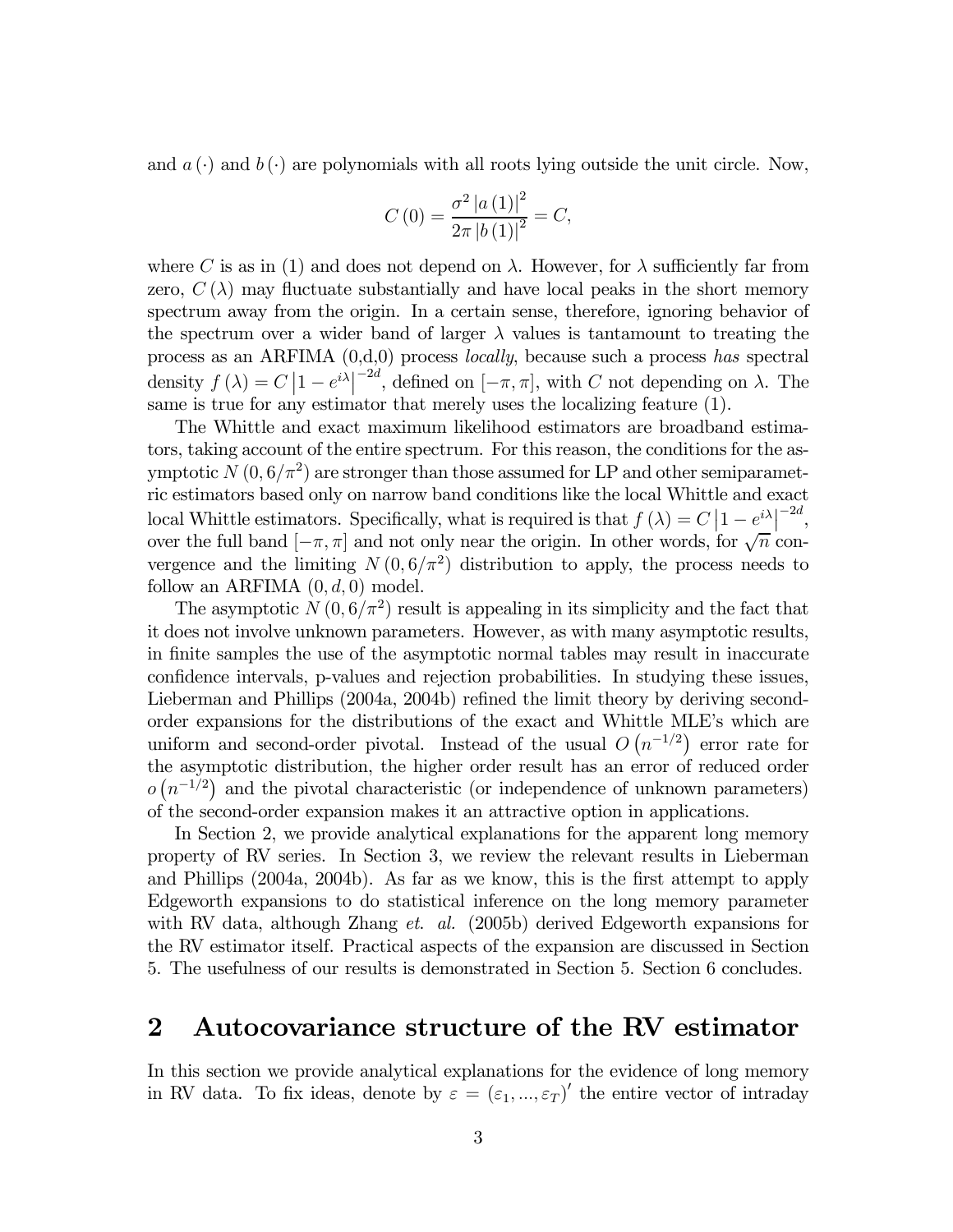and $a(\cdot)$ and $b(\cdot)$ are polynomials with all roots lying outside the unit circle. Now,

$$C(0) = \frac{\sigma^2 |a(1)|^2}{2\pi |b(1)|^2} = C,$$

where $C$ is as in (1) and does not depend on $\lambda$. However, for $\lambda$ sufficiently far from zero, $C(\lambda)$ may fluctuate substantially and have local peaks in the short memory spectrum away from the origin. In a certain sense, therefore, ignoring behavior of the spectrum over a wider band of larger $\lambda$ values is tantamount to treating the process as an ARFIMA (0,d,0) process *locally*, because such a process *has* spectral density $f(\lambda) = C\left|1 - e^{i\lambda}\right|^{-2d}$, defined on $[-\pi, \pi]$, with $C$ not depending on $\lambda$. The same is true for any estimator that merely uses the localizing feature (1).

The Whittle and exact maximum likelihood estimators are broadband estimators, taking account of the entire spectrum. For this reason, the conditions for the asymptotic $N(0, 6/\pi^2)$ are stronger than those assumed for LP and other semiparametric estimators based only on narrow band conditions like the local Whittle and exact local Whittle estimators. Specifically, what is required is that $f(\lambda) = C\left|1 - e^{i\lambda}\right|^{-2d}$, over the full band $[-\pi, \pi]$ and not only near the origin. In other words, for $\sqrt{n}$ convergence and the limiting $N(0, 6/\pi^2)$ distribution to apply, the process needs to follow an ARFIMA $(0, d, 0)$ model.

The asymptotic $N(0, 6/\pi^2)$ result is appealing in its simplicity and the fact that it does not involve unknown parameters. However, as with many asymptotic results, in finite samples the use of the asymptotic normal tables may result in inaccurate confidence intervals, p-values and rejection probabilities. In studying these issues, Lieberman and Phillips (2004a, 2004b) refined the limit theory by deriving second-order expansions for the distributions of the exact and Whittle MLE's which are uniform and second-order pivotal. Instead of the usual $O(n^{-1/2})$ error rate for the asymptotic distribution, the higher order result has an error of reduced order $o(n^{-1/2})$ and the pivotal characteristic (or independence of unknown parameters) of the second-order expansion makes it an attractive option in applications.

In Section 2, we provide analytical explanations for the apparent long memory property of RV series. In Section 3, we review the relevant results in Lieberman and Phillips (2004a, 2004b). As far as we know, this is the first attempt to apply Edgeworth expansions to do statistical inference on the long memory parameter with RV data, although Zhang *et. al.* (2005b) derived Edgeworth expansions for the RV estimator itself. Practical aspects of the expansion are discussed in Section 5. The usefulness of our results is demonstrated in Section 5. Section 6 concludes.

# 2 Autocovariance structure of the RV estimator

In this section we provide analytical explanations for the evidence of long memory in RV data. To fix ideas, denote by $\varepsilon = (\varepsilon_1, ..., \varepsilon_T)'$ the entire vector of intraday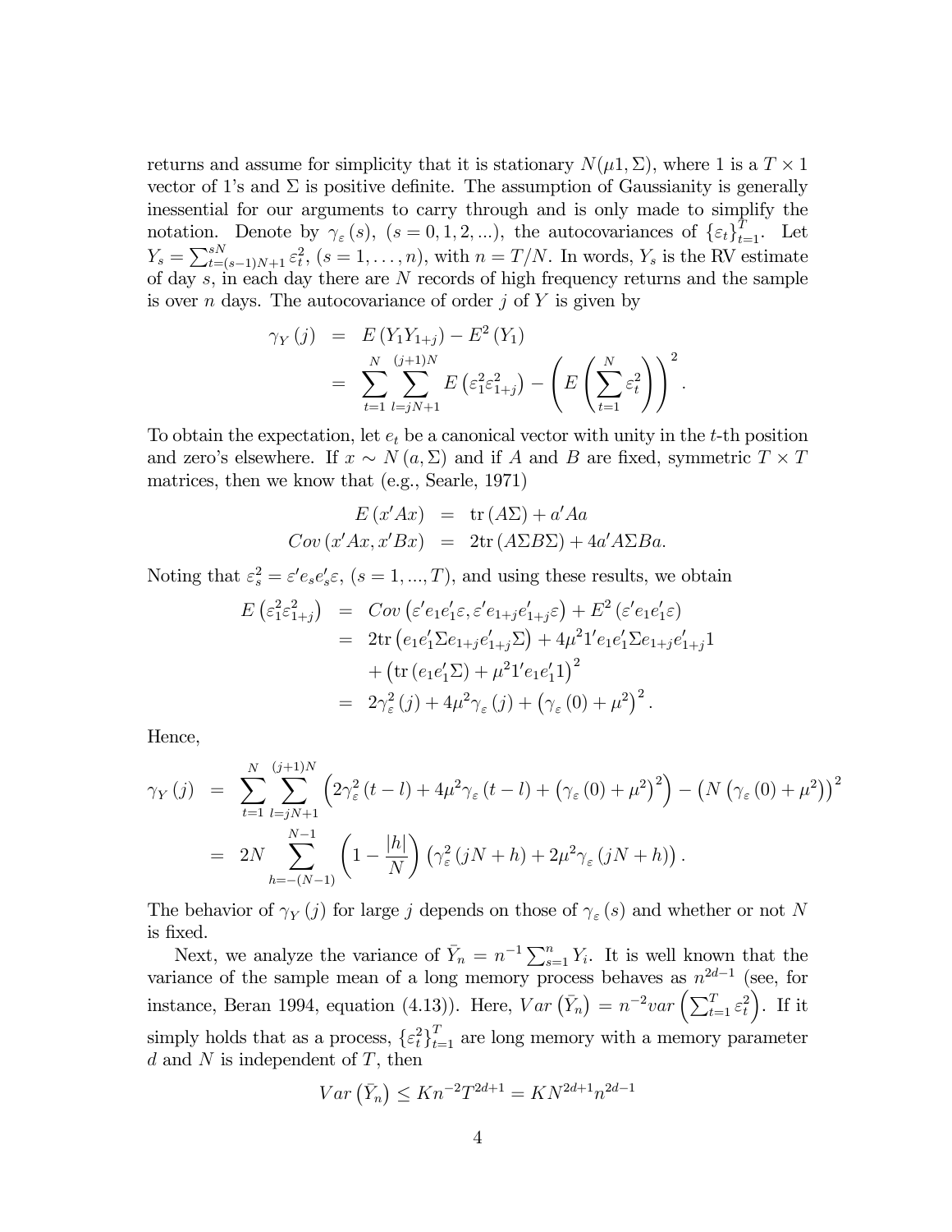returns and assume for simplicity that it is stationary $N(\mu 1, \Sigma)$, where 1 is a $T \times 1$ vector of 1's and $\Sigma$ is positive definite. The assumption of Gaussianity is generally inessential for our arguments to carry through and is only made to simplify the notation. Denote by $\gamma_\varepsilon(s)$, $(s = 0, 1, 2, ...)$, the autocovariances of $\{\varepsilon_t\}_{t=1}^T$. Let $Y_s = \sum_{t=(s-1)N+1}^{sN} \varepsilon_t^2$, $(s = 1, \ldots, n)$, with $n = T/N$. In words, $Y_s$ is the RV estimate of day $s$, in each day there are $N$ records of high frequency returns and the sample is over $n$ days. The autocovariance of order $j$ of $Y$ is given by

$$
\begin{aligned}
\gamma_Y(j) &= E(Y_1 Y_{1+j}) - E^2(Y_1) \\
&= \sum_{t=1}^{N} \sum_{l=jN+1}^{(j+1)N} E\left(\varepsilon_1^2 \varepsilon_{1+j}^2\right) - \left(E\left(\sum_{t=1}^{N} \varepsilon_t^2\right)\right)^2.
\end{aligned}
$$

To obtain the expectation, let $e_t$ be a canonical vector with unity in the $t$-th position and zero's elsewhere. If $x \sim N(a, \Sigma)$ and if $A$ and $B$ are fixed, symmetric $T \times T$ matrices, then we know that (e.g., Searle, 1971)

$$
\begin{aligned}
E(x'Ax) &= \operatorname{tr}(A\Sigma) + a'Aa \\
Cov(x'Ax, x'Bx) &= 2\operatorname{tr}(A\Sigma B\Sigma) + 4a'A\Sigma Ba.
\end{aligned}
$$

Noting that $\varepsilon_s^2 = \varepsilon' e_s e_s' \varepsilon$, $(s = 1, ..., T)$, and using these results, we obtain

$$
\begin{aligned}
E\left(\varepsilon_1^2 \varepsilon_{1+j}^2\right) &= Cov\left(\varepsilon' e_1 e_1' \varepsilon, \varepsilon' e_{1+j} e_{1+j}' \varepsilon\right) + E^2\left(\varepsilon' e_1 e_1' \varepsilon\right) \\
&= 2\operatorname{tr}\left(e_1 e_1' \Sigma e_{1+j} e_{1+j}' \Sigma\right) + 4\mu^2 1' e_1 e_1' \Sigma e_{1+j} e_{1+j}' 1 \\
&\quad + \left(\operatorname{tr}\left(e_1 e_1' \Sigma\right) + \mu^2 1' e_1 e_1' 1\right)^2 \\
&= 2\gamma_\varepsilon^2(j) + 4\mu^2 \gamma_\varepsilon(j) + \left(\gamma_\varepsilon(0) + \mu^2\right)^2.
\end{aligned}
$$

Hence,

$$
\begin{aligned}
\gamma_Y(j) &= \sum_{t=1}^{N} \sum_{l=jN+1}^{(j+1)N} \left(2\gamma_\varepsilon^2(t-l) + 4\mu^2 \gamma_\varepsilon(t-l) + \left(\gamma_\varepsilon(0) + \mu^2\right)^2\right) - \left(N\left(\gamma_\varepsilon(0) + \mu^2\right)\right)^2 \\
&= 2N \sum_{h=-(N-1)}^{N-1} \left(1 - \frac{|h|}{N}\right) \left(\gamma_\varepsilon^2(jN+h) + 2\mu^2 \gamma_\varepsilon(jN+h)\right).
\end{aligned}
$$

The behavior of $\gamma_Y(j)$ for large $j$ depends on those of $\gamma_\varepsilon(s)$ and whether or not $N$ is fixed.

Next, we analyze the variance of $\bar{Y}_n = n^{-1} \sum_{s=1}^{n} Y_i$. It is well known that the variance of the sample mean of a long memory process behaves as $n^{2d-1}$ (see, for instance, Beran 1994, equation (4.13)). Here, $Var\left(\bar{Y}_n\right) = n^{-2} var\left(\sum_{t=1}^{T} \varepsilon_t^2\right)$. If it simply holds that as a process, $\{\varepsilon_t^2\}_{t=1}^T$ are long memory with a memory parameter $d$ and $N$ is independent of $T$, then

$$
Var\left(\bar{Y}_n\right) \leq K n^{-2} T^{2d+1} = K N^{2d+1} n^{2d-1}
$$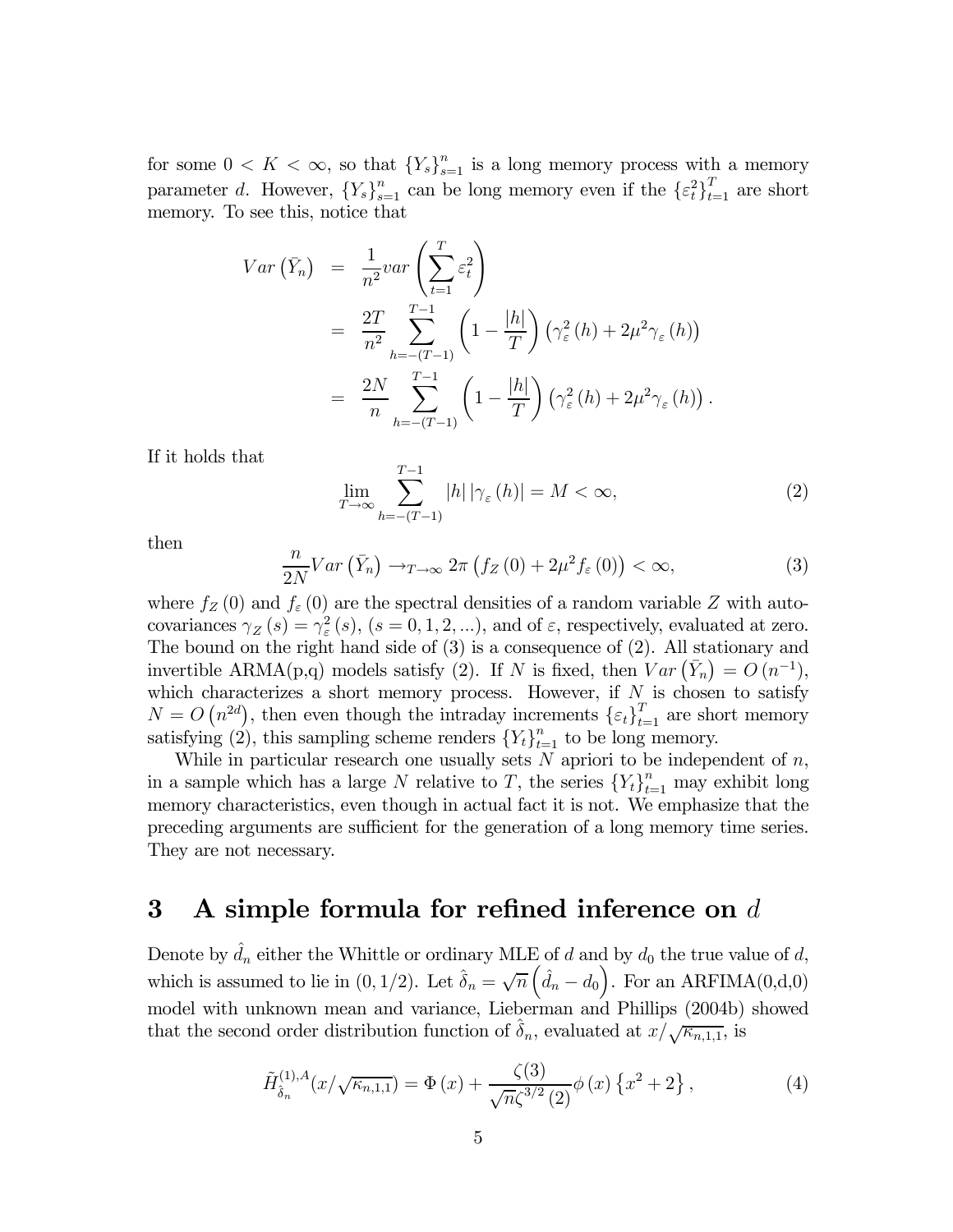for some $0 < K < \infty$, so that $\{Y_s\}_{s=1}^n$ is a long memory process with a memory parameter $d$. However, $\{Y_s\}_{s=1}^n$ can be long memory even if the $\{\varepsilon_t^2\}_{t=1}^T$ are short memory. To see this, notice that

$$\begin{aligned}
Var\left(\bar{Y}_n\right) &= \frac{1}{n^2} var\left(\sum_{t=1}^{T} \varepsilon_t^2\right) \\
&= \frac{2T}{n^2} \sum_{h=-(T-1)}^{T-1} \left(1 - \frac{|h|}{T}\right) \left(\gamma_\varepsilon^2(h) + 2\mu^2 \gamma_\varepsilon(h)\right) \\
&= \frac{2N}{n} \sum_{h=-(T-1)}^{T-1} \left(1 - \frac{|h|}{T}\right) \left(\gamma_\varepsilon^2(h) + 2\mu^2 \gamma_\varepsilon(h)\right).
\end{aligned}$$

If it holds that

$$\lim_{T\to\infty} \sum_{h=-(T-1)}^{T-1} |h| \left|\gamma_\varepsilon(h)\right| = M < \infty, \tag{2}$$

then

$$\frac{n}{2N} Var\left(\bar{Y}_n\right) \to_{T\to\infty} 2\pi \left(f_Z(0) + 2\mu^2 f_\varepsilon(0)\right) < \infty, \tag{3}$$

where $f_Z(0)$ and $f_\varepsilon(0)$ are the spectral densities of a random variable $Z$ with autocovariances $\gamma_Z(s) = \gamma_\varepsilon^2(s)$, $(s = 0, 1, 2, \ldots)$, and of $\varepsilon$, respectively, evaluated at zero. The bound on the right hand side of (3) is a consequence of (2). All stationary and invertible ARMA(p,q) models satisfy (2). If $N$ is fixed, then $Var\left(\bar{Y}_n\right) = O\left(n^{-1}\right)$, which characterizes a short memory process. However, if $N$ is chosen to satisfy $N = O\left(n^{2d}\right)$, then even though the intraday increments $\{\varepsilon_t\}_{t=1}^T$ are short memory satisfying (2), this sampling scheme renders $\{Y_t\}_{t=1}^n$ to be long memory.

While in particular research one usually sets $N$ apriori to be independent of $n$, in a sample which has a large $N$ relative to $T$, the series $\{Y_t\}_{t=1}^n$ may exhibit long memory characteristics, even though in actual fact it is not. We emphasize that the preceding arguments are sufficient for the generation of a long memory time series. They are not necessary.

# 3 A simple formula for refined inference on $d$

Denote by $\hat{d}_n$ either the Whittle or ordinary MLE of $d$ and by $d_0$ the true value of $d$, which is assumed to lie in $(0, 1/2)$. Let $\hat{\delta}_n = \sqrt{n}\left(\hat{d}_n - d_0\right)$. For an ARFIMA(0,d,0) model with unknown mean and variance, Lieberman and Phillips (2004b) showed that the second order distribution function of $\hat{\delta}_n$, evaluated at $x/\sqrt{\kappa_{n,1,1}}$, is

$$\tilde{H}_{\hat{\delta}_n}^{(1),A}(x/\sqrt{\kappa_{n,1,1}}) = \Phi(x) + \frac{\zeta(3)}{\sqrt{n}\zeta^{3/2}(2)} \phi(x) \left\{x^2 + 2\right\}, \tag{4}$$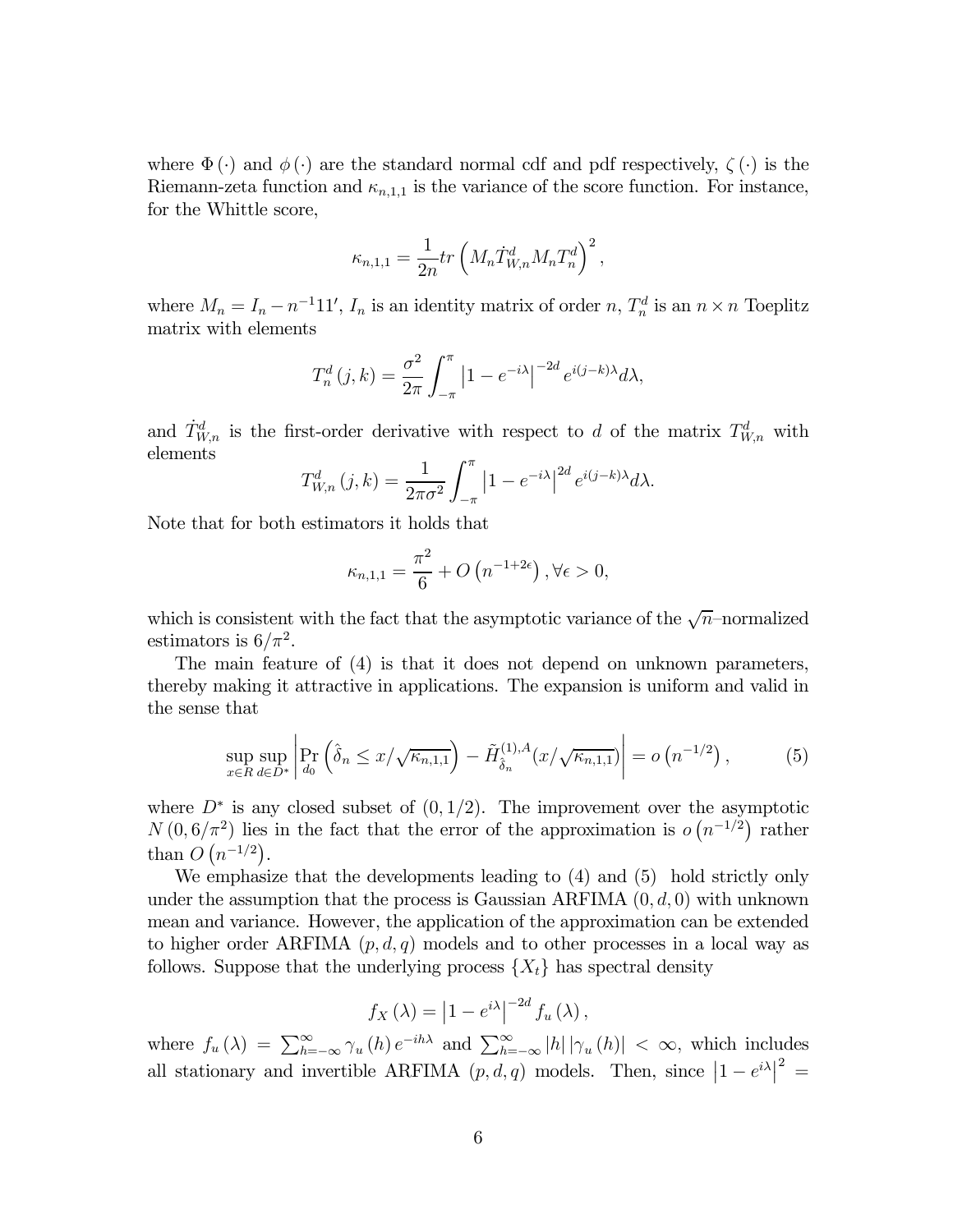where $\Phi(\cdot)$ and $\phi(\cdot)$ are the standard normal cdf and pdf respectively, $\zeta(\cdot)$ is the Riemann-zeta function and $\kappa_{n,1,1}$ is the variance of the score function. For instance, for the Whittle score,

$$\kappa_{n,1,1} = \frac{1}{2n} tr\left(M_n \dot{T}^d_{W,n} M_n T^d_n\right)^2,$$

where $M_n = I_n - n^{-1}11'$, $I_n$ is an identity matrix of order $n$, $T^d_n$ is an $n \times n$ Toeplitz matrix with elements

$$T^d_n(j,k) = \frac{\sigma^2}{2\pi}\int_{-\pi}^{\pi} \left|1 - e^{-i\lambda}\right|^{-2d} e^{i(j-k)\lambda} d\lambda,$$

and $\dot{T}^d_{W,n}$ is the first-order derivative with respect to $d$ of the matrix $T^d_{W,n}$ with elements

$$T^d_{W,n}(j,k) = \frac{1}{2\pi\sigma^2}\int_{-\pi}^{\pi} \left|1 - e^{-i\lambda}\right|^{2d} e^{i(j-k)\lambda} d\lambda.$$

Note that for both estimators it holds that

$$\kappa_{n,1,1} = \frac{\pi^2}{6} + O\left(n^{-1+2\epsilon}\right), \forall \epsilon > 0,$$

which is consistent with the fact that the asymptotic variance of the $\sqrt{n}$–normalized estimators is $6/\pi^2$.

The main feature of (4) is that it does not depend on unknown parameters, thereby making it attractive in applications. The expansion is uniform and valid in the sense that

$$\sup_{x\in R}\sup_{d\in D^*}\left|\Pr_{d_0}\left(\hat{\delta}_n \leq x/\sqrt{\kappa_{n,1,1}}\right) - \tilde{H}^{(1),A}_{\hat{\delta}_n}(x/\sqrt{\kappa_{n,1,1}})\right| = o\left(n^{-1/2}\right), \tag{5}$$

where $D^*$ is any closed subset of $(0, 1/2)$. The improvement over the asymptotic $N(0, 6/\pi^2)$ lies in the fact that the error of the approximation is $o\left(n^{-1/2}\right)$ rather than $O\left(n^{-1/2}\right)$.

We emphasize that the developments leading to (4) and (5) hold strictly only under the assumption that the process is Gaussian ARFIMA $(0, d, 0)$ with unknown mean and variance. However, the application of the approximation can be extended to higher order ARFIMA $(p, d, q)$ models and to other processes in a local way as follows. Suppose that the underlying process $\{X_t\}$ has spectral density

$$f_X(\lambda) = \left|1 - e^{i\lambda}\right|^{-2d} f_u(\lambda),$$

where $f_u(\lambda) = \sum_{h=-\infty}^{\infty} \gamma_u(h) e^{-ih\lambda}$ and $\sum_{h=-\infty}^{\infty} |h| |\gamma_u(h)| < \infty$, which includes all stationary and invertible ARFIMA $(p, d, q)$ models. Then, since $\left|1 - e^{i\lambda}\right|^2 =$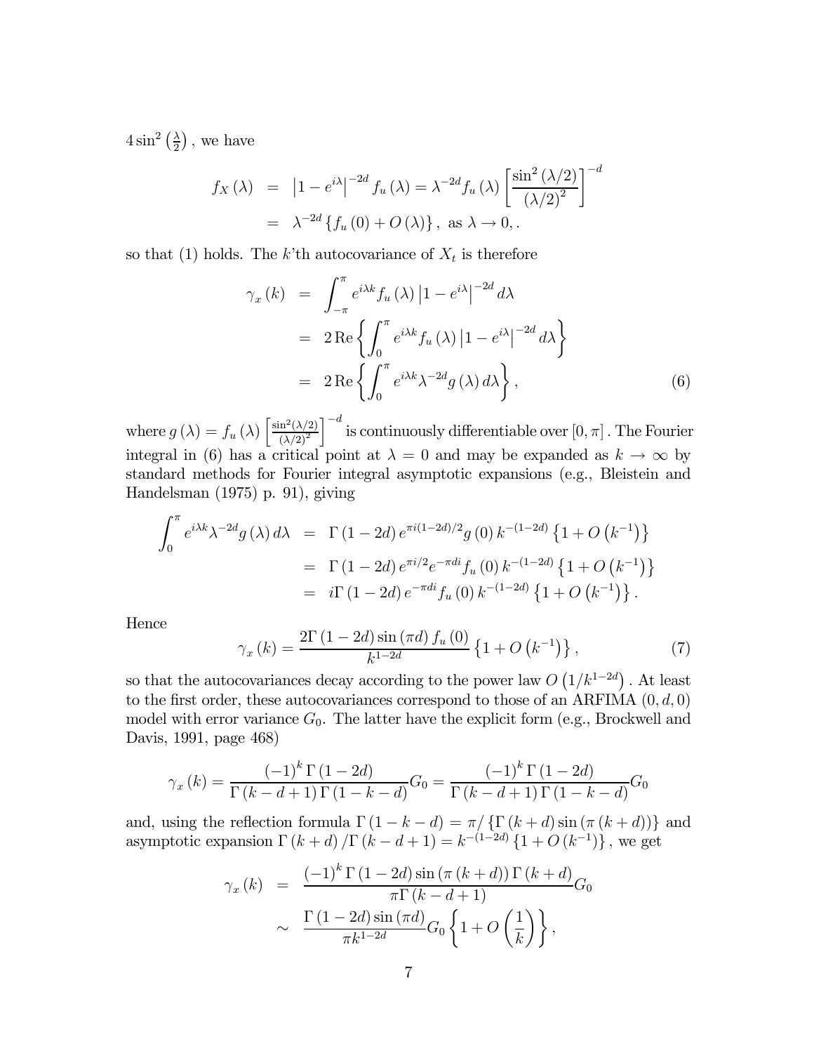$4\sin^2\left(\frac{\lambda}{2}\right)$, we have

$$\begin{aligned} f_X(\lambda) &= \left|1-e^{i\lambda}\right|^{-2d} f_u(\lambda) = \lambda^{-2d} f_u(\lambda)\left[\frac{\sin^2(\lambda/2)}{(\lambda/2)^2}\right]^{-d} \\ &= \lambda^{-2d}\left\{f_u(0)+O(\lambda)\right\}, \text{ as } \lambda \to 0, . \end{aligned}$$

so that (1) holds. The $k$'th autocovariance of $X_t$ is therefore

$$\begin{aligned} \gamma_x(k) &= \int_{-\pi}^{\pi} e^{i\lambda k} f_u(\lambda)\left|1-e^{i\lambda}\right|^{-2d} d\lambda \\ &= 2\operatorname{Re}\left\{\int_0^{\pi} e^{i\lambda k} f_u(\lambda)\left|1-e^{i\lambda}\right|^{-2d} d\lambda\right\} \\ &= 2\operatorname{Re}\left\{\int_0^{\pi} e^{i\lambda k}\lambda^{-2d} g(\lambda)\, d\lambda\right\}, \end{aligned} \tag{6}$$

where $g(\lambda) = f_u(\lambda)\left[\frac{\sin^2(\lambda/2)}{(\lambda/2)^2}\right]^{-d}$ is continuously differentiable over $[0,\pi]$. The Fourier integral in (6) has a critical point at $\lambda = 0$ and may be expanded as $k \to \infty$ by standard methods for Fourier integral asymptotic expansions (e.g., Bleistein and Handelsman (1975) p. 91), giving

$$\begin{aligned} \int_0^{\pi} e^{i\lambda k}\lambda^{-2d} g(\lambda)\, d\lambda &= \Gamma(1-2d)\, e^{\pi i(1-2d)/2} g(0)\, k^{-(1-2d)}\left\{1+O\left(k^{-1}\right)\right\} \\ &= \Gamma(1-2d)\, e^{\pi i/2} e^{-\pi d i} f_u(0)\, k^{-(1-2d)}\left\{1+O\left(k^{-1}\right)\right\} \\ &= i\Gamma(1-2d)\, e^{-\pi d i} f_u(0)\, k^{-(1-2d)}\left\{1+O\left(k^{-1}\right)\right\}. \end{aligned}$$

Hence

$$\gamma_x(k) = \frac{2\Gamma(1-2d)\sin(\pi d)\, f_u(0)}{k^{1-2d}}\left\{1+O\left(k^{-1}\right)\right\}, \tag{7}$$

so that the autocovariances decay according to the power law $O\left(1/k^{1-2d}\right)$. At least to the first order, these autocovariances correspond to those of an ARFIMA $(0,d,0)$ model with error variance $G_0$. The latter have the explicit form (e.g., Brockwell and Davis, 1991, page 468)

$$\gamma_x(k) = \frac{(-1)^k\,\Gamma(1-2d)}{\Gamma(k-d+1)\,\Gamma(1-k-d)} G_0 = \frac{(-1)^k\,\Gamma(1-2d)}{\Gamma(k-d+1)\,\Gamma(1-k-d)} G_0$$

and, using the reflection formula $\Gamma(1-k-d) = \pi/\left\{\Gamma(k+d)\sin(\pi(k+d))\right\}$ and asymptotic expansion $\Gamma(k+d)/\Gamma(k-d+1) = k^{-(1-2d)}\left\{1+O\left(k^{-1}\right)\right\}$, we get

$$\begin{aligned} \gamma_x(k) &= \frac{(-1)^k\,\Gamma(1-2d)\sin(\pi(k+d))\,\Gamma(k+d)}{\pi\Gamma(k-d+1)} G_0 \\ &\sim \frac{\Gamma(1-2d)\sin(\pi d)}{\pi k^{1-2d}} G_0\left\{1+O\left(\frac{1}{k}\right)\right\}, \end{aligned}$$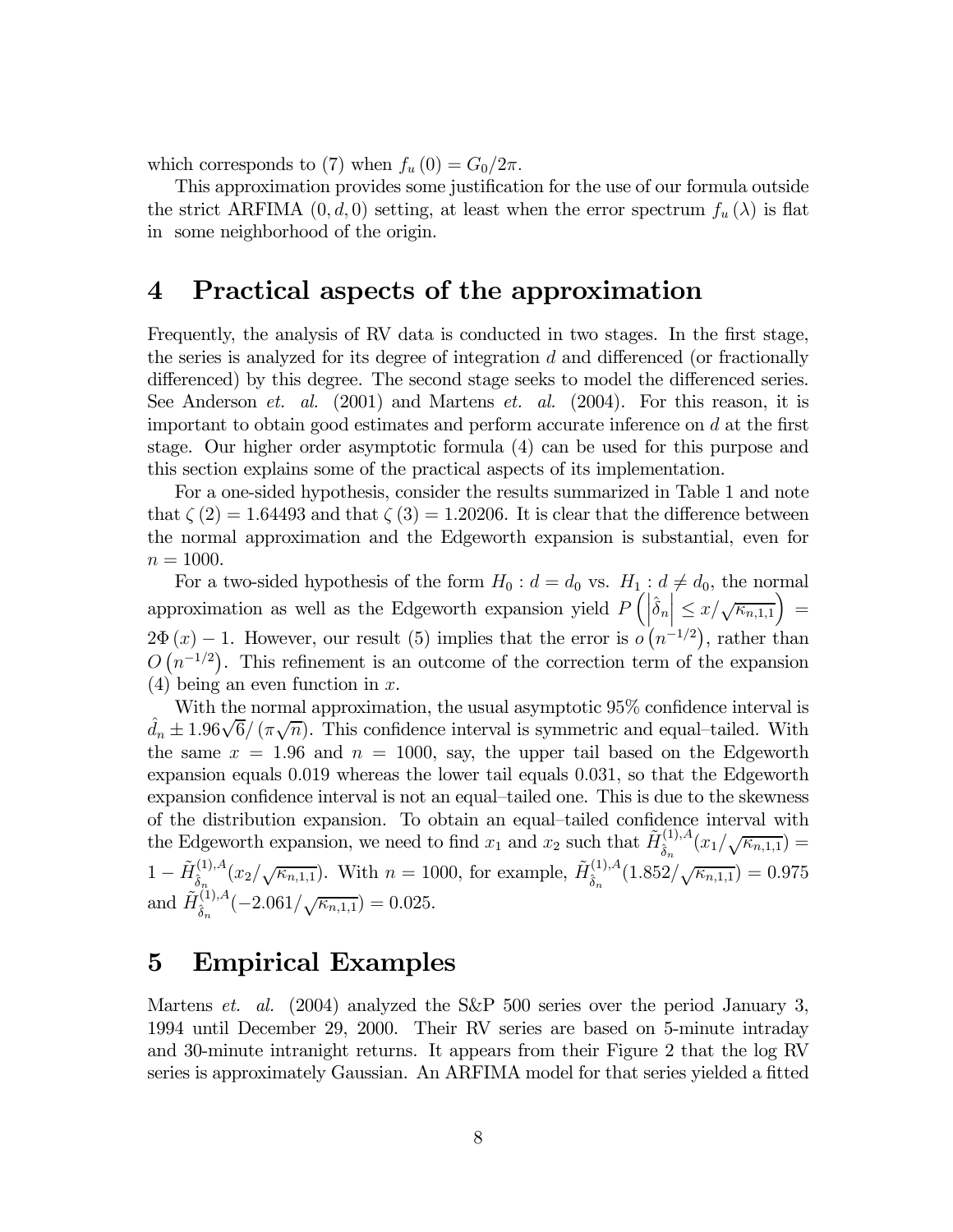which corresponds to (7) when $f_u(0) = G_0/2\pi$.

This approximation provides some justification for the use of our formula outside the strict ARFIMA $(0, d, 0)$ setting, at least when the error spectrum $f_u(\lambda)$ is flat in some neighborhood of the origin.

# 4 Practical aspects of the approximation

Frequently, the analysis of RV data is conducted in two stages. In the first stage, the series is analyzed for its degree of integration $d$ and differenced (or fractionally differenced) by this degree. The second stage seeks to model the differenced series. See Anderson *et. al.* (2001) and Martens *et. al.* (2004). For this reason, it is important to obtain good estimates and perform accurate inference on $d$ at the first stage. Our higher order asymptotic formula (4) can be used for this purpose and this section explains some of the practical aspects of its implementation.

For a one-sided hypothesis, consider the results summarized in Table 1 and note that $\zeta(2) = 1.64493$ and that $\zeta(3) = 1.20206$. It is clear that the difference between the normal approximation and the Edgeworth expansion is substantial, even for $n = 1000$.

For a two-sided hypothesis of the form $H_0 : d = d_0$ vs. $H_1 : d \neq d_0$, the normal approximation as well as the Edgeworth expansion yield $P\left(\left|\hat{\delta}_n\right| \leq x/\sqrt{\kappa_{n,1,1}}\right) = 2\Phi(x) - 1$. However, our result (5) implies that the error is $o\left(n^{-1/2}\right)$, rather than $O\left(n^{-1/2}\right)$. This refinement is an outcome of the correction term of the expansion (4) being an even function in $x$.

With the normal approximation, the usual asymptotic 95% confidence interval is $\hat{d}_n \pm 1.96\sqrt{6}/(\pi\sqrt{n})$. This confidence interval is symmetric and equal–tailed. With the same $x = 1.96$ and $n = 1000$, say, the upper tail based on the Edgeworth expansion equals 0.019 whereas the lower tail equals 0.031, so that the Edgeworth expansion confidence interval is not an equal–tailed one. This is due to the skewness of the distribution expansion. To obtain an equal–tailed confidence interval with the Edgeworth expansion, we need to find $x_1$ and $x_2$ such that $\tilde{H}^{(1),A}_{\hat{\delta}_n}(x_1/\sqrt{\kappa_{n,1,1}}) = 1 - \tilde{H}^{(1),A}_{\hat{\delta}_n}(x_2/\sqrt{\kappa_{n,1,1}})$. With $n = 1000$, for example, $\tilde{H}^{(1),A}_{\hat{\delta}_n}(1.852/\sqrt{\kappa_{n,1,1}}) = 0.975$ and $\tilde{H}^{(1),A}_{\hat{\delta}_n}(-2.061/\sqrt{\kappa_{n,1,1}}) = 0.025$.

# 5 Empirical Examples

Martens *et. al.* (2004) analyzed the S&P 500 series over the period January 3, 1994 until December 29, 2000. Their RV series are based on 5-minute intraday and 30-minute intranight returns. It appears from their Figure 2 that the log RV series is approximately Gaussian. An ARFIMA model for that series yielded a fitted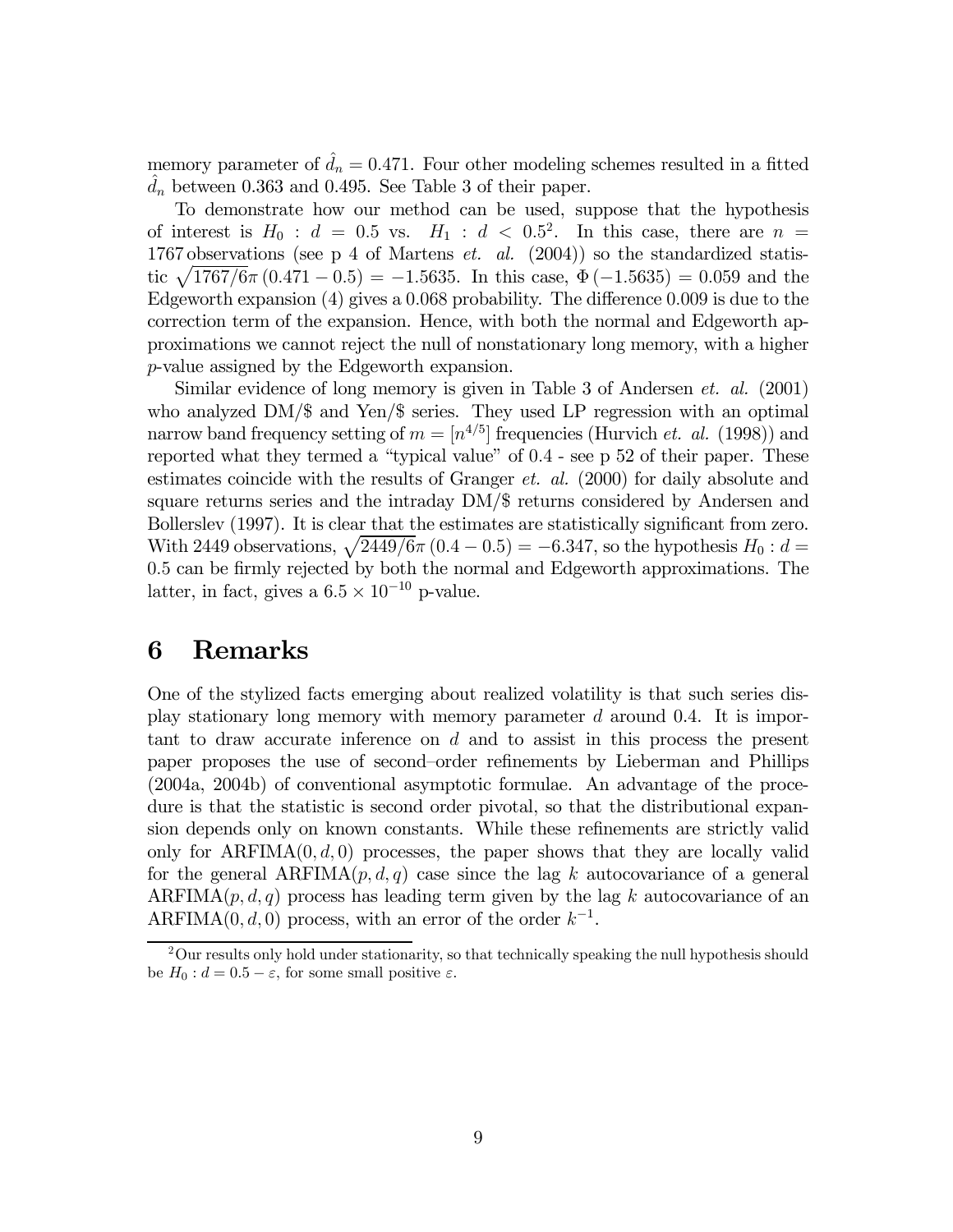memory parameter of $\hat{d}_n = 0.471$. Four other modeling schemes resulted in a fitted $\hat{d}_n$ between 0.363 and 0.495. See Table 3 of their paper.

To demonstrate how our method can be used, suppose that the hypothesis of interest is $H_0 : d = 0.5$ vs. $H_1 : d < 0.5$[2]. In this case, there are $n = 1767$ observations (see p 4 of Martens *et. al.* (2004)) so the standardized statistic $\sqrt{1767/6}\pi\,(0.471 - 0.5) = -1.5635$. In this case, $\Phi\,(-1.5635) = 0.059$ and the Edgeworth expansion (4) gives a 0.068 probability. The difference 0.009 is due to the correction term of the expansion. Hence, with both the normal and Edgeworth approximations we cannot reject the null of nonstationary long memory, with a higher $p$-value assigned by the Edgeworth expansion.

Similar evidence of long memory is given in Table 3 of Andersen *et. al.* (2001) who analyzed DM/$ and Yen/$ series. They used LP regression with an optimal narrow band frequency setting of $m = [n^{4/5}]$ frequencies (Hurvich *et. al.* (1998)) and reported what they termed a "typical value" of 0.4 - see p 52 of their paper. These estimates coincide with the results of Granger *et. al.* (2000) for daily absolute and square returns series and the intraday DM/$ returns considered by Andersen and Bollerslev (1997). It is clear that the estimates are statistically significant from zero. With 2449 observations, $\sqrt{2449/6}\pi\,(0.4 - 0.5) = -6.347$, so the hypothesis $H_0 : d = 0.5$ can be firmly rejected by both the normal and Edgeworth approximations. The latter, in fact, gives a $6.5 \times 10^{-10}$ p-value.

# 6 Remarks

One of the stylized facts emerging about realized volatility is that such series display stationary long memory with memory parameter $d$ around 0.4. It is important to draw accurate inference on $d$ and to assist in this process the present paper proposes the use of second–order refinements by Lieberman and Phillips (2004a, 2004b) of conventional asymptotic formulae. An advantage of the procedure is that the statistic is second order pivotal, so that the distributional expansion depends only on known constants. While these refinements are strictly valid only for ARFIMA$(0, d, 0)$ processes, the paper shows that they are locally valid for the general ARFIMA$(p, d, q)$ case since the lag $k$ autocovariance of a general ARFIMA$(p, d, q)$ process has leading term given by the lag $k$ autocovariance of an ARFIMA$(0, d, 0)$ process, with an error of the order $k^{-1}$.

---

[2] Our results only hold under stationarity, so that technically speaking the null hypothesis should be $H_0 : d = 0.5 - \varepsilon$, for some small positive $\varepsilon$.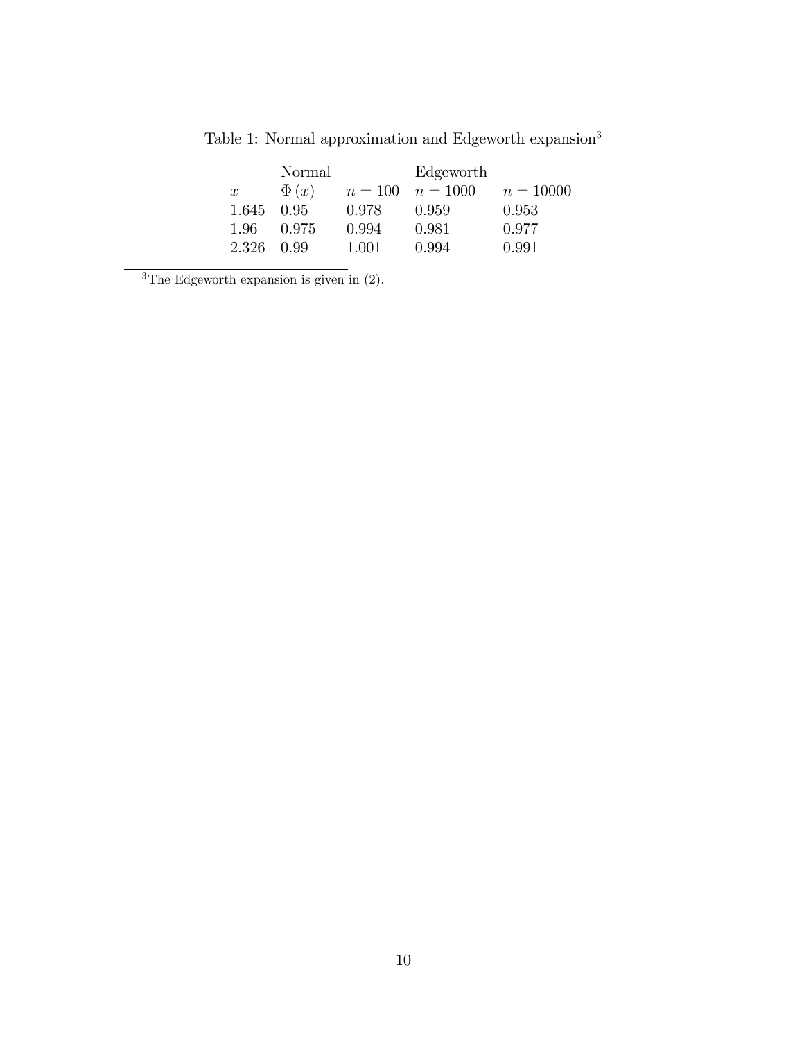Table 1: Normal approximation and Edgeworth expansion[3]

| | Normal | | Edgeworth | |
|---|---|---|---|---|
| $x$ | $\Phi(x)$ | $n = 100$ | $n = 1000$ | $n = 10000$ |
| 1.645 | 0.95 | 0.978 | 0.959 | 0.953 |
| 1.96 | 0.975 | 0.994 | 0.981 | 0.977 |
| 2.326 | 0.99 | 1.001 | 0.994 | 0.991 |

[3]The Edgeworth expansion is given in (2).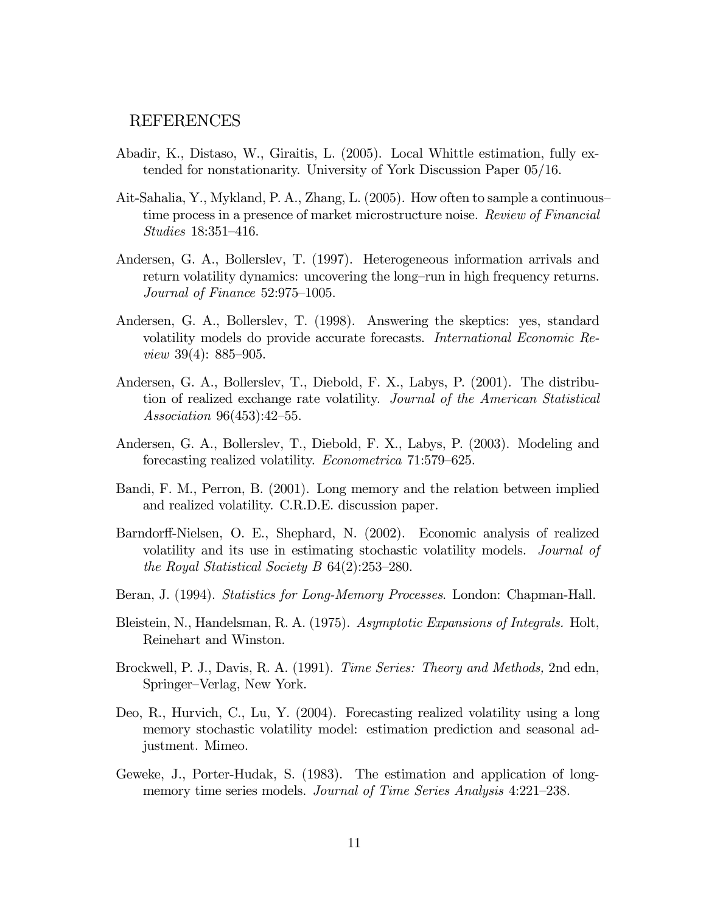## REFERENCES

Abadir, K., Distaso, W., Giraitis, L. (2005). Local Whittle estimation, fully extended for nonstationarity. University of York Discussion Paper 05/16.

Ait-Sahalia, Y., Mykland, P. A., Zhang, L. (2005). How often to sample a continuous–time process in a presence of market microstructure noise. *Review of Financial Studies* 18:351–416.

Andersen, G. A., Bollerslev, T. (1997). Heterogeneous information arrivals and return volatility dynamics: uncovering the long–run in high frequency returns. *Journal of Finance* 52:975–1005.

Andersen, G. A., Bollerslev, T. (1998). Answering the skeptics: yes, standard volatility models do provide accurate forecasts. *International Economic Review* 39(4): 885–905.

Andersen, G. A., Bollerslev, T., Diebold, F. X., Labys, P. (2001). The distribution of realized exchange rate volatility. *Journal of the American Statistical Association* 96(453):42–55.

Andersen, G. A., Bollerslev, T., Diebold, F. X., Labys, P. (2003). Modeling and forecasting realized volatility. *Econometrica* 71:579–625.

Bandi, F. M., Perron, B. (2001). Long memory and the relation between implied and realized volatility. C.R.D.E. discussion paper.

Barndorff-Nielsen, O. E., Shephard, N. (2002). Economic analysis of realized volatility and its use in estimating stochastic volatility models. *Journal of the Royal Statistical Society B* 64(2):253–280.

Beran, J. (1994). *Statistics for Long-Memory Processes*. London: Chapman-Hall.

Bleistein, N., Handelsman, R. A. (1975). *Asymptotic Expansions of Integrals.* Holt, Reinehart and Winston.

Brockwell, P. J., Davis, R. A. (1991). *Time Series: Theory and Methods,* 2nd edn, Springer–Verlag, New York.

Deo, R., Hurvich, C., Lu, Y. (2004). Forecasting realized volatility using a long memory stochastic volatility model: estimation prediction and seasonal adjustment. Mimeo.

Geweke, J., Porter-Hudak, S. (1983). The estimation and application of long-memory time series models. *Journal of Time Series Analysis* 4:221–238.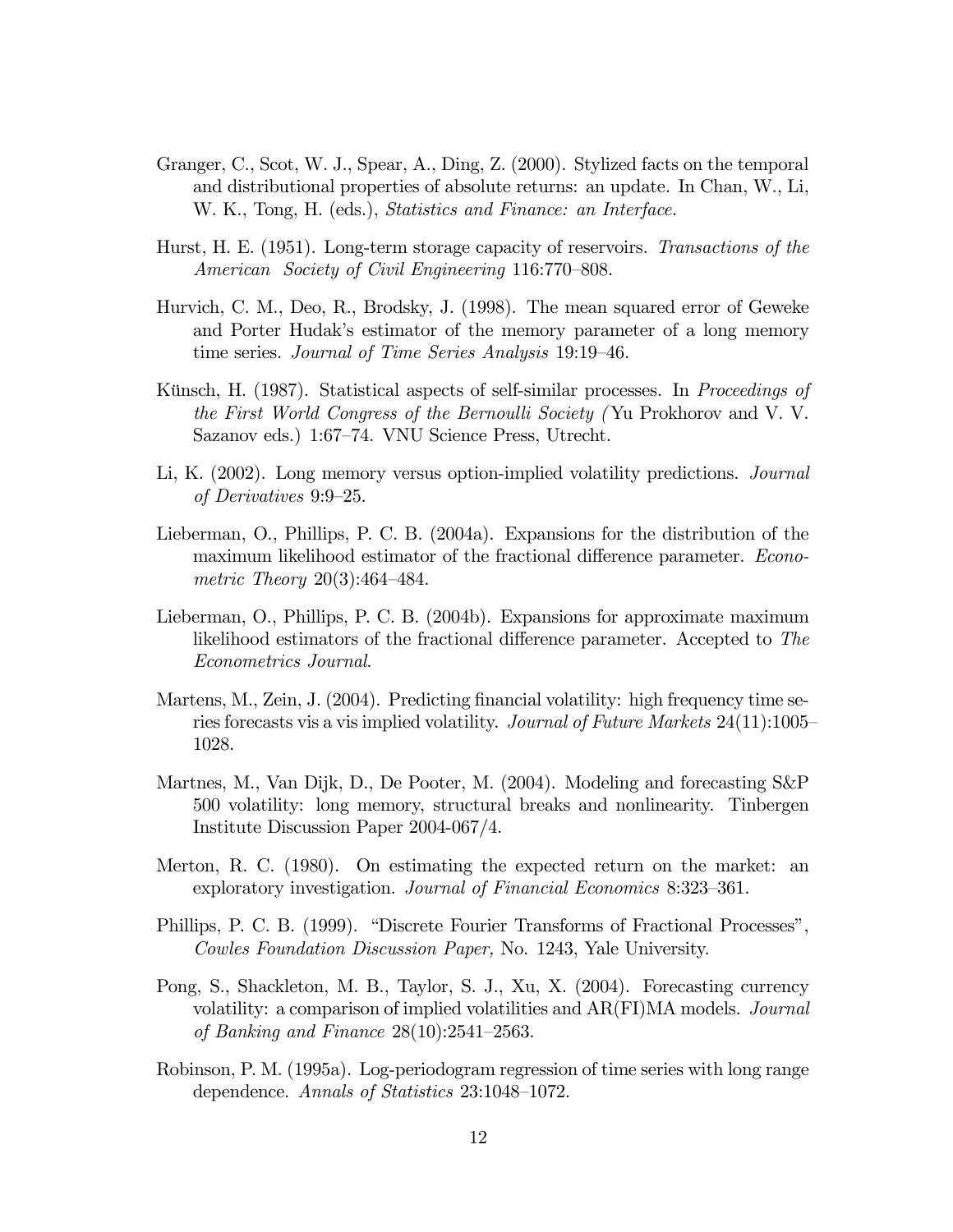Granger, C., Scot, W. J., Spear, A., Ding, Z. (2000). Stylized facts on the temporal and distributional properties of absolute returns: an update. In Chan, W., Li, W. K., Tong, H. (eds.), *Statistics and Finance: an Interface.*

Hurst, H. E. (1951). Long-term storage capacity of reservoirs. *Transactions of the American Society of Civil Engineering* 116:770–808.

Hurvich, C. M., Deo, R., Brodsky, J. (1998). The mean squared error of Geweke and Porter Hudak's estimator of the memory parameter of a long memory time series. *Journal of Time Series Analysis* 19:19–46.

Künsch, H. (1987). Statistical aspects of self-similar processes. In *Proceedings of the First World Congress of the Bernoulli Society (* Yu Prokhorov and V. V. Sazanov eds.) 1:67–74. VNU Science Press, Utrecht.

Li, K. (2002). Long memory versus option-implied volatility predictions. *Journal of Derivatives* 9:9–25.

Lieberman, O., Phillips, P. C. B. (2004a). Expansions for the distribution of the maximum likelihood estimator of the fractional difference parameter. *Econometric Theory* 20(3):464–484.

Lieberman, O., Phillips, P. C. B. (2004b). Expansions for approximate maximum likelihood estimators of the fractional difference parameter. Accepted to *The Econometrics Journal*.

Martens, M., Zein, J. (2004). Predicting financial volatility: high frequency time series forecasts vis a vis implied volatility. *Journal of Future Markets* 24(11):1005–1028.

Martnes, M., Van Dijk, D., De Pooter, M. (2004). Modeling and forecasting S&P 500 volatility: long memory, structural breaks and nonlinearity. Tinbergen Institute Discussion Paper 2004-067/4.

Merton, R. C. (1980). On estimating the expected return on the market: an exploratory investigation. *Journal of Financial Economics* 8:323–361.

Phillips, P. C. B. (1999). "Discrete Fourier Transforms of Fractional Processes", *Cowles Foundation Discussion Paper,* No. 1243, Yale University.

Pong, S., Shackleton, M. B., Taylor, S. J., Xu, X. (2004). Forecasting currency volatility: a comparison of implied volatilities and AR(FI)MA models. *Journal of Banking and Finance* 28(10):2541–2563.

Robinson, P. M. (1995a). Log-periodogram regression of time series with long range dependence. *Annals of Statistics* 23:1048–1072.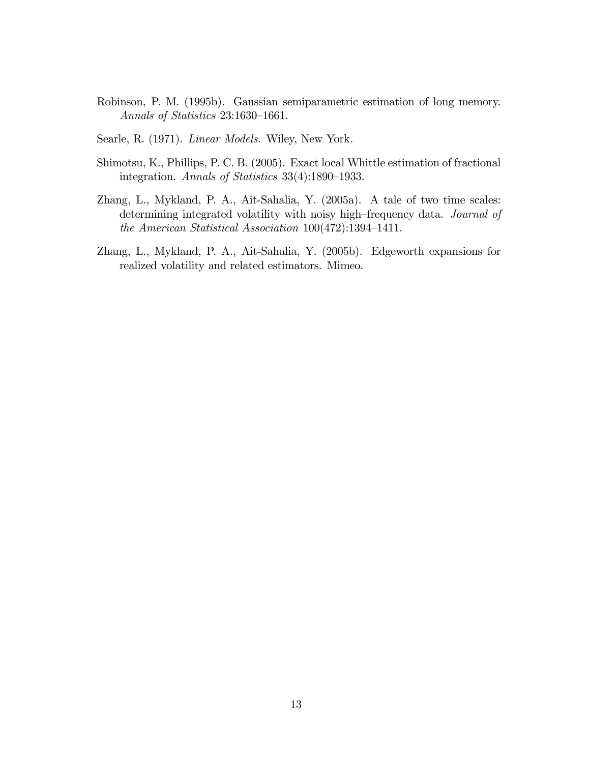Robinson, P. M. (1995b). Gaussian semiparametric estimation of long memory. *Annals of Statistics* 23:1630–1661.

Searle, R. (1971). *Linear Models.* Wiley, New York.

Shimotsu, K., Phillips, P. C. B. (2005). Exact local Whittle estimation of fractional integration. *Annals of Statistics* 33(4):1890–1933.

Zhang, L., Mykland, P. A., Ait-Sahalia, Y. (2005a). A tale of two time scales: determining integrated volatility with noisy high–frequency data. *Journal of the American Statistical Association* 100(472):1394–1411.

Zhang, L., Mykland, P. A., Ait-Sahalia, Y. (2005b). Edgeworth expansions for realized volatility and related estimators. Mimeo.